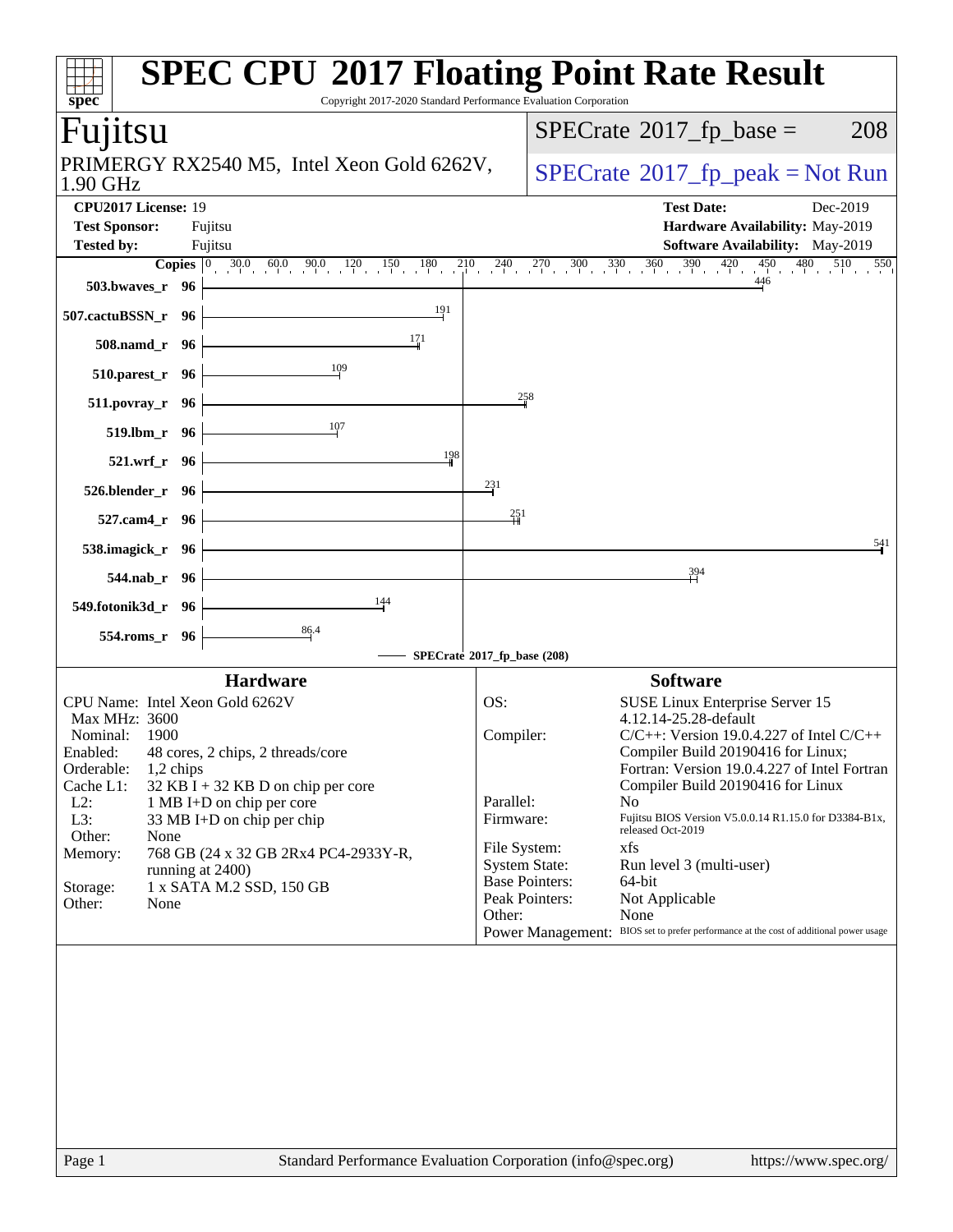# SPEC CPU 2017 Floating Point Rate Result

Copyright 2017-2020 Standard Performance Evaluation Corporation

## Fujitsu

PRIMERGY RX2540 M5, Intel Xeon Gold 6262V, 1.90 GHz

SPECrate 2017_fp_base = 208

SPECrate 2017_fp_peak = Not Run

**CPU2017 License:** 19
**Test Sponsor:** Fujitsu
**Tested by:** Fujitsu

**Test Date:** Dec-2019
**Hardware Availability:** May-2019
**Software Availability:** May-2019

| Benchmark | Copies | SPECrate 2017_fp_base (208) |
|---|---|---|
| 503.bwaves_r | 96 | 446 |
| 507.cactuBSSN_r | 96 | 191 |
| 508.namd_r | 96 | 171 |
| 510.parest_r | 96 | 109 |
| 511.povray_r | 96 | 258 |
| 519.lbm_r | 96 | 107 |
| 521.wrf_r | 96 | 198 |
| 526.blender_r | 96 | 231 |
| 527.cam4_r | 96 | 251 |
| 538.imagick_r | 96 | 541 |
| 544.nab_r | 96 | 394 |
| 549.fotonik3d_r | 96 | 144 |
| 554.roms_r | 96 | 86.4 |

## Hardware

| | |
|---|---|
| CPU Name: | Intel Xeon Gold 6262V |
| Max MHz: | 3600 |
| Nominal: | 1900 |
| Enabled: | 48 cores, 2 chips, 2 threads/core |
| Orderable: | 1,2 chips |
| Cache L1: | 32 KB I + 32 KB D on chip per core |
| L2: | 1 MB I+D on chip per core |
| L3: | 33 MB I+D on chip per chip |
| Other: | None |
| Memory: | 768 GB (24 x 32 GB 2Rx4 PC4-2933Y-R, running at 2400) |
| Storage: | 1 x SATA M.2 SSD, 150 GB |
| Other: | None |

## Software

| | |
|---|---|
| OS: | SUSE Linux Enterprise Server 15 4.12.14-25.28-default |
| Compiler: | C/C++: Version 19.0.4.227 of Intel C/C++ Compiler Build 20190416 for Linux; Fortran: Version 19.0.4.227 of Intel Fortran Compiler Build 20190416 for Linux |
| Parallel: | No |
| Firmware: | Fujitsu BIOS Version V5.0.0.14 R1.15.0 for D3384-B1x, released Oct-2019 |
| File System: | xfs |
| System State: | Run level 3 (multi-user) |
| Base Pointers: | 64-bit |
| Peak Pointers: | Not Applicable |
| Other: | None |
| Power Management: | BIOS set to prefer performance at the cost of additional power usage |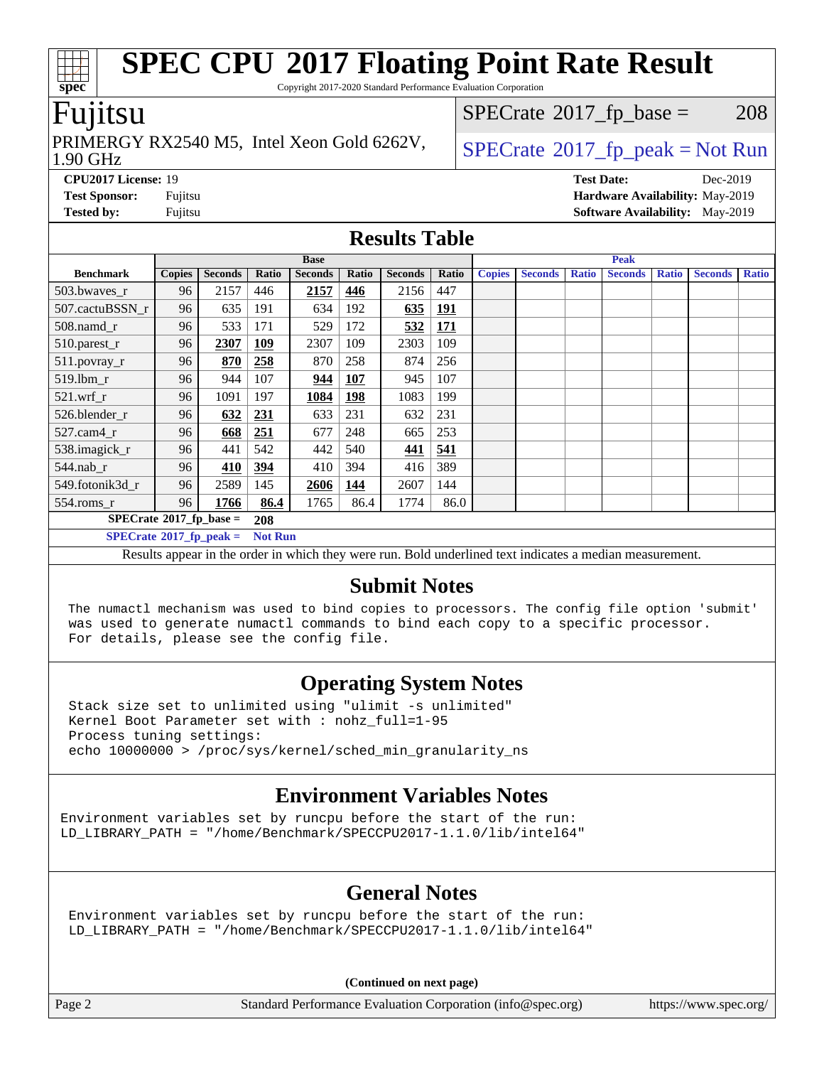# SPEC CPU 2017 Floating Point Rate Result

Copyright 2017-2020 Standard Performance Evaluation Corporation

## Fujitsu

PRIMERGY RX2540 M5, Intel Xeon Gold 6262V, 1.90 GHz

SPECrate 2017_fp_base = 208

SPECrate 2017_fp_peak = Not Run

**CPU2017 License:** 19
**Test Sponsor:** Fujitsu
**Tested by:** Fujitsu

**Test Date:** Dec-2019
**Hardware Availability:** May-2019
**Software Availability:** May-2019

## Results Table

| | Base | | | | | | | Peak | | | | | | |
|---|---|---|---|---|---|---|---|---|---|---|---|---|---|---|
| **Benchmark** | **Copies** | **Seconds** | **Ratio** | **Seconds** | **Ratio** | **Seconds** | **Ratio** | **Copies** | **Seconds** | **Ratio** | **Seconds** | **Ratio** | **Seconds** | **Ratio** |
| 503.bwaves_r | 96 | 2157 | 446 | **2157** | **446** | 2156 | 447 | | | | | | | |
| 507.cactuBSSN_r | 96 | 635 | 191 | 634 | 192 | **635** | **191** | | | | | | | |
| 508.namd_r | 96 | 533 | 171 | 529 | 172 | **532** | **171** | | | | | | | |
| 510.parest_r | 96 | **2307** | **109** | 2307 | 109 | 2303 | 109 | | | | | | | |
| 511.povray_r | 96 | **870** | **258** | 870 | 258 | 874 | 256 | | | | | | | |
| 519.lbm_r | 96 | 944 | 107 | **944** | **107** | 945 | 107 | | | | | | | |
| 521.wrf_r | 96 | 1091 | 197 | **1084** | **198** | 1083 | 199 | | | | | | | |
| 526.blender_r | 96 | **632** | **231** | 633 | 231 | 632 | 231 | | | | | | | |
| 527.cam4_r | 96 | **668** | **251** | 677 | 248 | 665 | 253 | | | | | | | |
| 538.imagick_r | 96 | 441 | 542 | 442 | 540 | **441** | **541** | | | | | | | |
| 544.nab_r | 96 | **410** | **394** | 410 | 394 | 416 | 389 | | | | | | | |
| 549.fotonik3d_r | 96 | 2589 | 145 | **2606** | **144** | 2607 | 144 | | | | | | | |
| 554.roms_r | 96 | **1766** | **86.4** | 1765 | 86.4 | 1774 | 86.0 | | | | | | | |

**SPECrate 2017_fp_base = 208**

**SPECrate 2017_fp_peak = Not Run**

Results appear in the order in which they were run. Bold underlined text indicates a median measurement.

## Submit Notes

```
The numactl mechanism was used to bind copies to processors. The config file option 'submit'
was used to generate numactl commands to bind each copy to a specific processor.
For details, please see the config file.
```

## Operating System Notes

```
Stack size set to unlimited using "ulimit -s unlimited"
Kernel Boot Parameter set with : nohz_full=1-95
Process tuning settings:
echo 10000000 > /proc/sys/kernel/sched_min_granularity_ns
```

## Environment Variables Notes

```
Environment variables set by runcpu before the start of the run:
LD_LIBRARY_PATH = "/home/Benchmark/SPECCPU2017-1.1.0/lib/intel64"
```

## General Notes

```
Environment variables set by runcpu before the start of the run:
LD_LIBRARY_PATH = "/home/Benchmark/SPECCPU2017-1.1.0/lib/intel64"
```

**(Continued on next page)**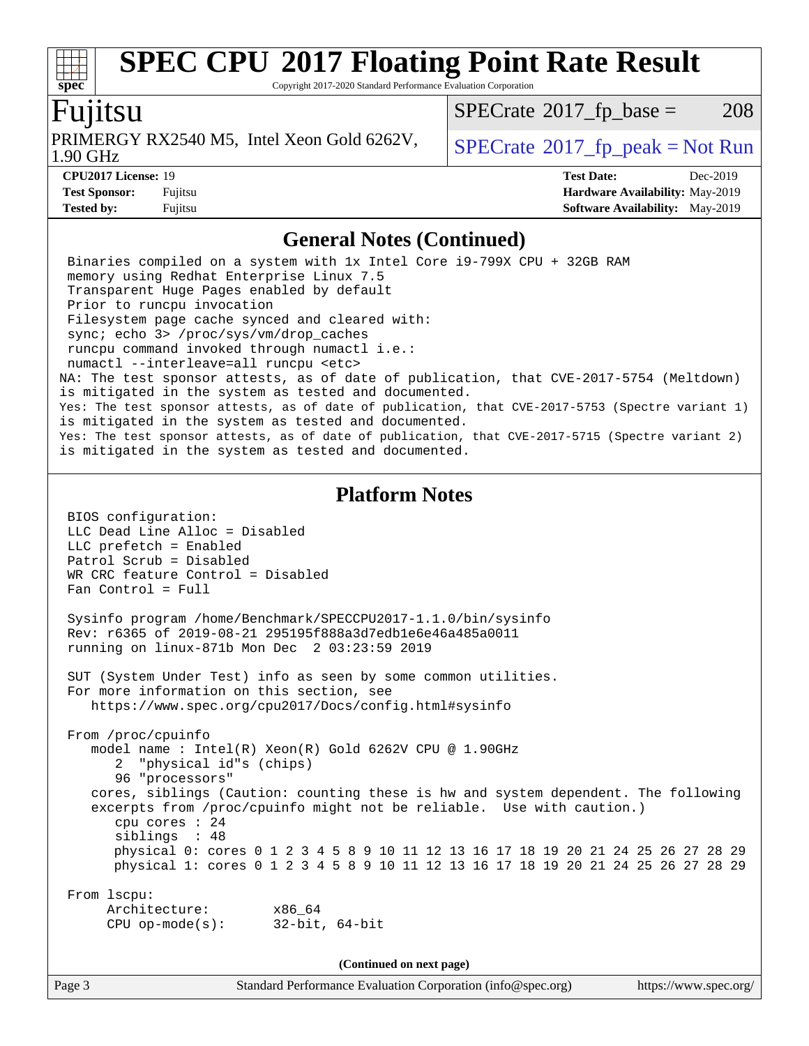## General Notes (Continued)

```
Binaries compiled on a system with 1x Intel Core i9-799X CPU + 32GB RAM
memory using Redhat Enterprise Linux 7.5
Transparent Huge Pages enabled by default
Prior to runcpu invocation
Filesystem page cache synced and cleared with:
sync; echo 3> /proc/sys/vm/drop_caches
runcpu command invoked through numactl i.e.:
numactl --interleave=all runcpu <etc>
```

NA: The test sponsor attests, as of date of publication, that CVE-2017-5754 (Meltdown) is mitigated in the system as tested and documented.
Yes: The test sponsor attests, as of date of publication, that CVE-2017-5753 (Spectre variant 1) is mitigated in the system as tested and documented.
Yes: The test sponsor attests, as of date of publication, that CVE-2017-5715 (Spectre variant 2) is mitigated in the system as tested and documented.

## Platform Notes

```
BIOS configuration:
LLC Dead Line Alloc = Disabled
LLC prefetch = Enabled
Patrol Scrub = Disabled
WR CRC feature Control = Disabled
Fan Control = Full

Sysinfo program /home/Benchmark/SPECCPU2017-1.1.0/bin/sysinfo
Rev: r6365 of 2019-08-21 295195f888a3d7edb1e6e46a485a0011
running on linux-871b Mon Dec  2 03:23:59 2019

SUT (System Under Test) info as seen by some common utilities.
For more information on this section, see
   https://www.spec.org/cpu2017/Docs/config.html#sysinfo

From /proc/cpuinfo
   model name : Intel(R) Xeon(R) Gold 6262V CPU @ 1.90GHz
      2  "physical id"s (chips)
      96 "processors"
   cores, siblings (Caution: counting these is hw and system dependent. The following
   excerpts from /proc/cpuinfo might not be reliable.  Use with caution.)
      cpu cores : 24
      siblings  : 48
      physical 0: cores 0 1 2 3 4 5 8 9 10 11 12 13 16 17 18 19 20 21 24 25 26 27 28 29
      physical 1: cores 0 1 2 3 4 5 8 9 10 11 12 13 16 17 18 19 20 21 24 25 26 27 28 29

From lscpu:
     Architecture:        x86_64
     CPU op-mode(s):      32-bit, 64-bit
```

(Continued on next page)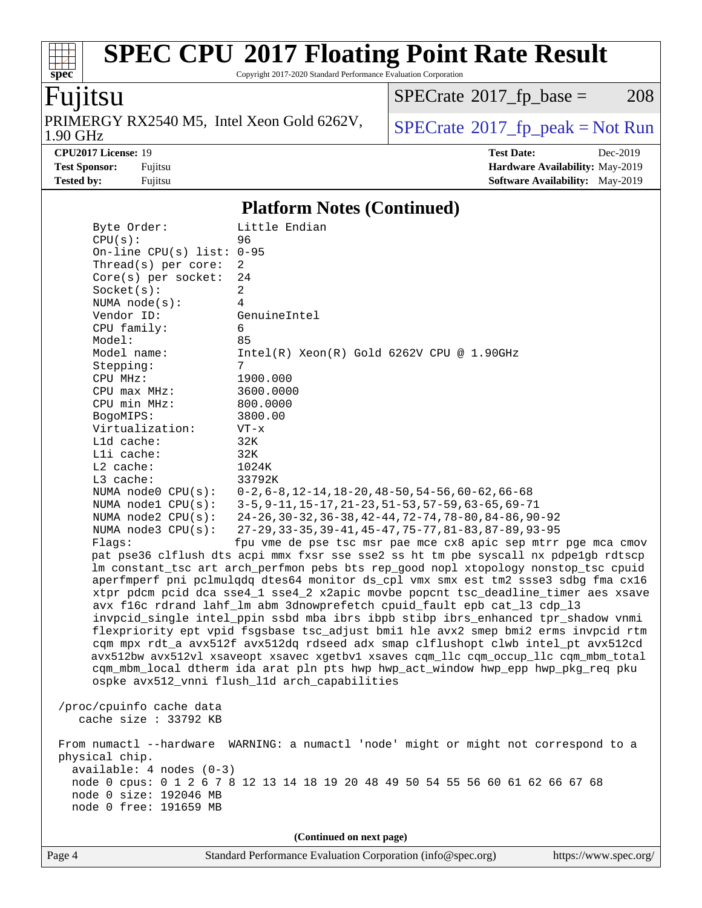# SPEC CPU 2017 Floating Point Rate Result

Copyright 2017-2020 Standard Performance Evaluation Corporation

## Fujitsu

PRIMERGY RX2540 M5, Intel Xeon Gold 6262V, 1.90 GHz

SPECrate 2017_fp_base = 208

SPECrate 2017_fp_peak = Not Run

**CPU2017 License:** 19
**Test Sponsor:** Fujitsu
**Tested by:** Fujitsu

**Test Date:** Dec-2019
**Hardware Availability:** May-2019
**Software Availability:** May-2019

### Platform Notes (Continued)

```
     Byte Order:          Little Endian
     CPU(s):              96
     On-line CPU(s) list: 0-95
     Thread(s) per core:  2
     Core(s) per socket:  24
     Socket(s):           2
     NUMA node(s):        4
     Vendor ID:           GenuineIntel
     CPU family:          6
     Model:               85
     Model name:          Intel(R) Xeon(R) Gold 6262V CPU @ 1.90GHz
     Stepping:            7
     CPU MHz:             1900.000
     CPU max MHz:         3600.0000
     CPU min MHz:         800.0000
     BogoMIPS:            3800.00
     Virtualization:      VT-x
     L1d cache:           32K
     L1i cache:           32K
     L2 cache:            1024K
     L3 cache:            33792K
     NUMA node0 CPU(s):   0-2,6-8,12-14,18-20,48-50,54-56,60-62,66-68
     NUMA node1 CPU(s):   3-5,9-11,15-17,21-23,51-53,57-59,63-65,69-71
     NUMA node2 CPU(s):   24-26,30-32,36-38,42-44,72-74,78-80,84-86,90-92
     NUMA node3 CPU(s):   27-29,33-35,39-41,45-47,75-77,81-83,87-89,93-95
     Flags:               fpu vme de pse tsc msr pae mce cx8 apic sep mtrr pge mca cmov
     pat pse36 clflush dts acpi mmx fxsr sse sse2 ss ht tm pbe syscall nx pdpe1gb rdtscp
     lm constant_tsc art arch_perfmon pebs bts rep_good nopl xtopology nonstop_tsc cpuid
     aperfmperf pni pclmulqdq dtes64 monitor ds_cpl vmx smx est tm2 ssse3 sdbg fma cx16
     xtpr pdcm pcid dca sse4_1 sse4_2 x2apic movbe popcnt tsc_deadline_timer aes xsave
     avx f16c rdrand lahf_lm abm 3dnowprefetch cpuid_fault epb cat_l3 cdp_l3
     invpcid_single intel_ppin ssbd mba ibrs ibpb stibp ibrs_enhanced tpr_shadow vnmi
     flexpriority ept vpid fsgsbase tsc_adjust bmi1 hle avx2 smep bmi2 erms invpcid rtm
     cqm mpx rdt_a avx512f avx512dq rdseed adx smap clflushopt clwb intel_pt avx512cd
     avx512bw avx512vl xsaveopt xsavec xgetbv1 xsaves cqm_llc cqm_occup_llc cqm_mbm_total
     cqm_mbm_local dtherm ida arat pln pts hwp hwp_act_window hwp_epp hwp_pkg_req pku
     ospke avx512_vnni flush_l1d arch_capabilities

 /proc/cpuinfo cache data
    cache size : 33792 KB

 From numactl --hardware  WARNING: a numactl 'node' might or might not correspond to a
 physical chip.
   available: 4 nodes (0-3)
   node 0 cpus: 0 1 2 6 7 8 12 13 14 18 19 20 48 49 50 54 55 56 60 61 62 66 67 68
   node 0 size: 192046 MB
   node 0 free: 191659 MB
```

**(Continued on next page)**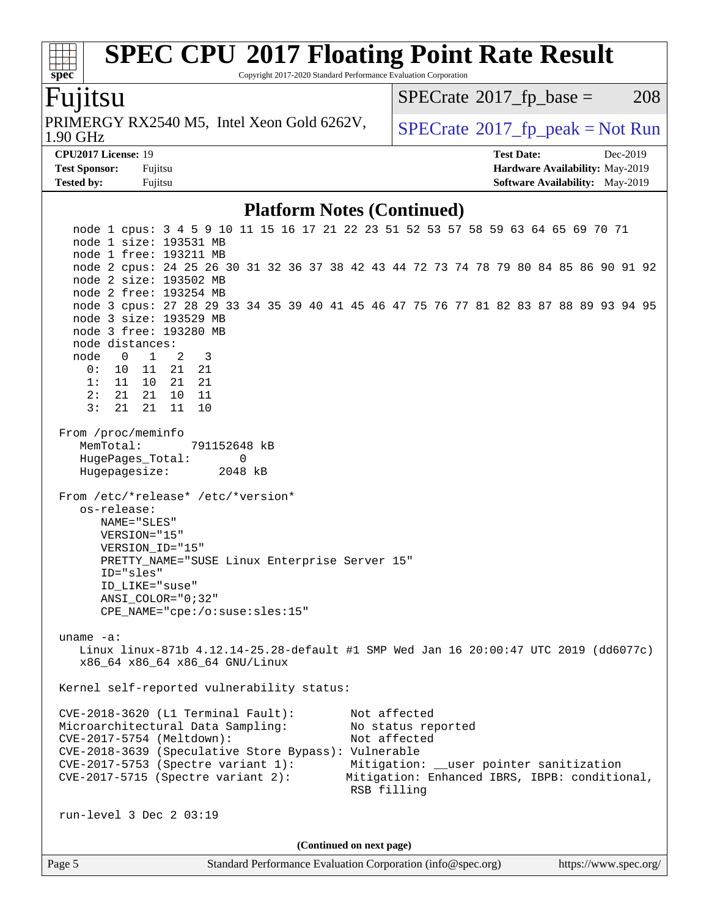## Platform Notes (Continued)

```
   node 1 cpus: 3 4 5 9 10 11 15 16 17 21 22 23 51 52 53 57 58 59 63 64 65 69 70 71
   node 1 size: 193531 MB
   node 1 free: 193211 MB
   node 2 cpus: 24 25 26 30 31 32 36 37 38 42 43 44 72 73 74 78 79 80 84 85 86 90 91 92
   node 2 size: 193502 MB
   node 2 free: 193254 MB
   node 3 cpus: 27 28 29 33 34 35 39 40 41 45 46 47 75 76 77 81 82 83 87 88 89 93 94 95
   node 3 size: 193529 MB
   node 3 free: 193280 MB
   node distances:
   node   0   1   2   3
     0:  10  11  21  21
     1:  11  10  21  21
     2:  21  21  10  11
     3:  21  21  11  10

 From /proc/meminfo
    MemTotal:       791152648 kB
    HugePages_Total:       0
    Hugepagesize:       2048 kB

 From /etc/*release* /etc/*version*
    os-release:
       NAME="SLES"
       VERSION="15"
       VERSION_ID="15"
       PRETTY_NAME="SUSE Linux Enterprise Server 15"
       ID="sles"
       ID_LIKE="suse"
       ANSI_COLOR="0;32"
       CPE_NAME="cpe:/o:suse:sles:15"

 uname -a:
    Linux linux-871b 4.12.14-25.28-default #1 SMP Wed Jan 16 20:00:47 UTC 2019 (dd6077c)
    x86_64 x86_64 x86_64 GNU/Linux

 Kernel self-reported vulnerability status:

 CVE-2018-3620 (L1 Terminal Fault):        Not affected
 Microarchitectural Data Sampling:         No status reported
 CVE-2017-5754 (Meltdown):                 Not affected
 CVE-2018-3639 (Speculative Store Bypass): Vulnerable
 CVE-2017-5753 (Spectre variant 1):        Mitigation: __user pointer sanitization
 CVE-2017-5715 (Spectre variant 2):        Mitigation: Enhanced IBRS, IBPB: conditional,
                                           RSB filling

 run-level 3 Dec 2 03:19
```

**(Continued on next page)**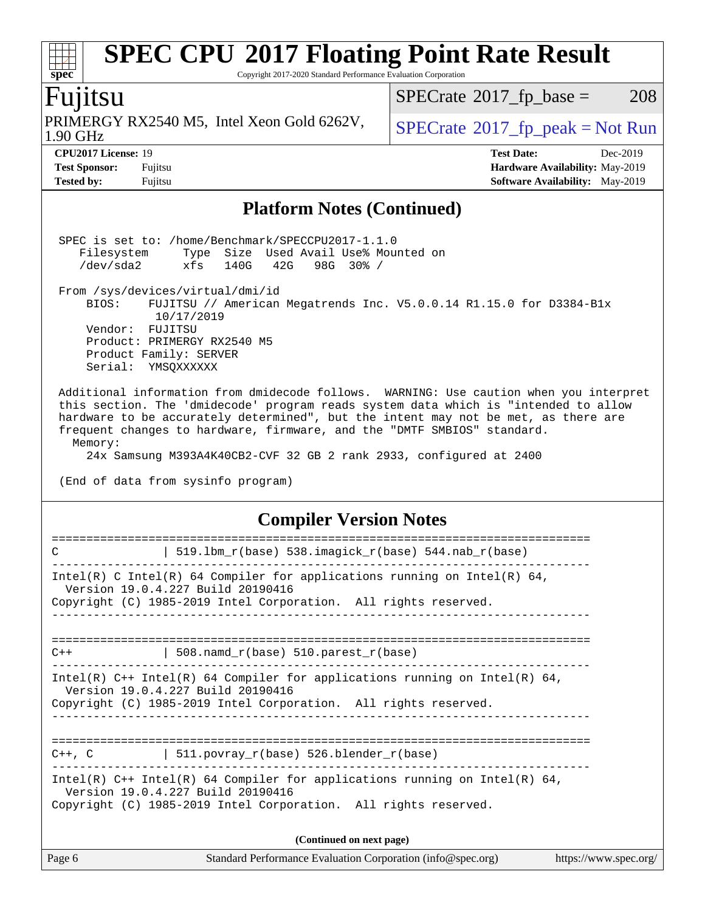# SPEC CPU 2017 Floating Point Rate Result

Copyright 2017-2020 Standard Performance Evaluation Corporation

## Fujitsu

PRIMERGY RX2540 M5, Intel Xeon Gold 6262V, 1.90 GHz

SPECrate 2017_fp_base = 208

SPECrate 2017_fp_peak = Not Run

**CPU2017 License:** 19
**Test Sponsor:** Fujitsu
**Tested by:** Fujitsu

**Test Date:** Dec-2019
**Hardware Availability:** May-2019
**Software Availability:** May-2019

### Platform Notes (Continued)

```
 SPEC is set to: /home/Benchmark/SPECCPU2017-1.1.0
    Filesystem     Type  Size  Used Avail Use% Mounted on
    /dev/sda2      xfs   140G   42G   98G  30% /

 From /sys/devices/virtual/dmi/id
     BIOS:    FUJITSU // American Megatrends Inc. V5.0.0.14 R1.15.0 for D3384-B1x
               10/17/2019
     Vendor:  FUJITSU
     Product: PRIMERGY RX2540 M5
     Product Family: SERVER
     Serial:  YMSQXXXXXX

 Additional information from dmidecode follows.  WARNING: Use caution when you interpret
 this section. The 'dmidecode' program reads system data which is "intended to allow
 hardware to be accurately determined", but the intent may not be met, as there are
 frequent changes to hardware, firmware, and the "DMTF SMBIOS" standard.
   Memory:
     24x Samsung M393A4K40CB2-CVF 32 GB 2 rank 2933, configured at 2400

 (End of data from sysinfo program)
```

### Compiler Version Notes

```
==============================================================================
C               | 519.lbm_r(base) 538.imagick_r(base) 544.nab_r(base)
------------------------------------------------------------------------------
Intel(R) C Intel(R) 64 Compiler for applications running on Intel(R) 64,
  Version 19.0.4.227 Build 20190416
Copyright (C) 1985-2019 Intel Corporation.  All rights reserved.
------------------------------------------------------------------------------

==============================================================================
C++             | 508.namd_r(base) 510.parest_r(base)
------------------------------------------------------------------------------
Intel(R) C++ Intel(R) 64 Compiler for applications running on Intel(R) 64,
  Version 19.0.4.227 Build 20190416
Copyright (C) 1985-2019 Intel Corporation.  All rights reserved.
------------------------------------------------------------------------------

==============================================================================
C++, C          | 511.povray_r(base) 526.blender_r(base)
------------------------------------------------------------------------------
Intel(R) C++ Intel(R) 64 Compiler for applications running on Intel(R) 64,
  Version 19.0.4.227 Build 20190416
Copyright (C) 1985-2019 Intel Corporation.  All rights reserved.
```

**(Continued on next page)**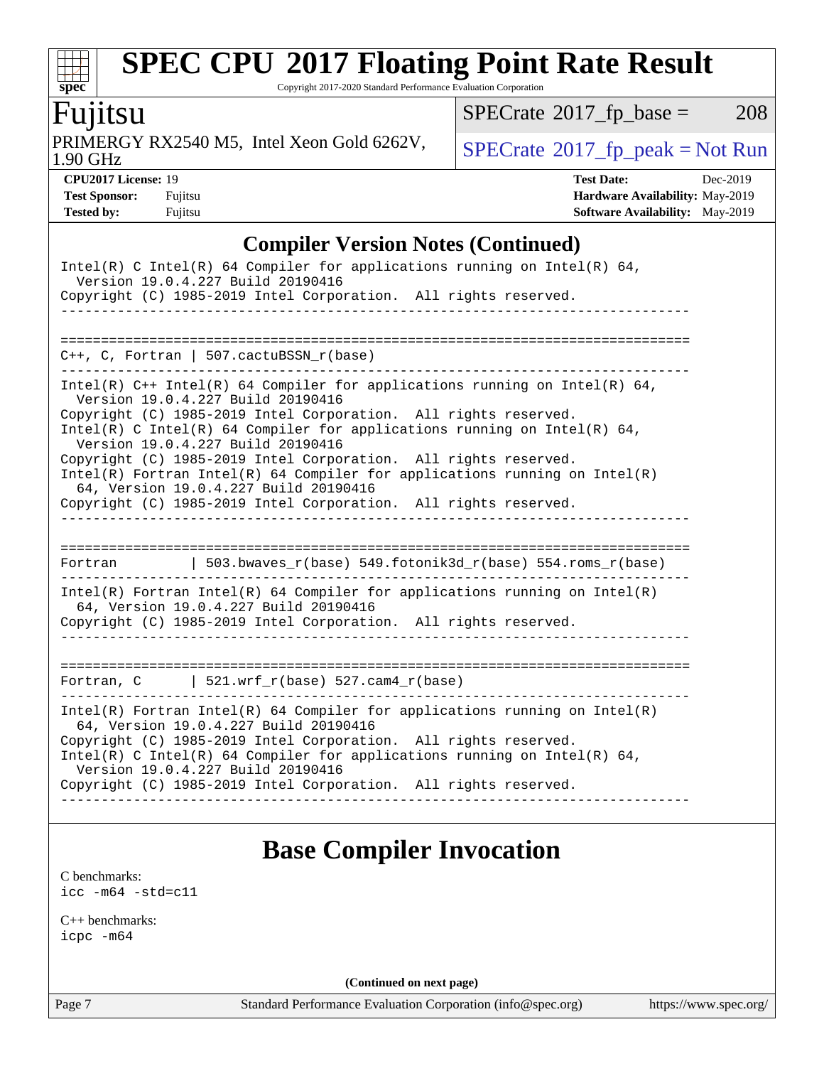# SPEC CPU 2017 Floating Point Rate Result

Copyright 2017-2020 Standard Performance Evaluation Corporation

## Fujitsu

PRIMERGY RX2540 M5, Intel Xeon Gold 6262V, 1.90 GHz

SPECrate 2017_fp_base = 208

SPECrate 2017_fp_peak = Not Run

**CPU2017 License:** 19
**Test Sponsor:** Fujitsu
**Tested by:** Fujitsu

**Test Date:** Dec-2019
**Hardware Availability:** May-2019
**Software Availability:** May-2019

## Compiler Version Notes (Continued)

```
Intel(R) C Intel(R) 64 Compiler for applications running on Intel(R) 64,
  Version 19.0.4.227 Build 20190416
Copyright (C) 1985-2019 Intel Corporation.  All rights reserved.
------------------------------------------------------------------------------

==============================================================================
C++, C, Fortran | 507.cactuBSSN_r(base)
------------------------------------------------------------------------------
Intel(R) C++ Intel(R) 64 Compiler for applications running on Intel(R) 64,
  Version 19.0.4.227 Build 20190416
Copyright (C) 1985-2019 Intel Corporation.  All rights reserved.
Intel(R) C Intel(R) 64 Compiler for applications running on Intel(R) 64,
  Version 19.0.4.227 Build 20190416
Copyright (C) 1985-2019 Intel Corporation.  All rights reserved.
Intel(R) Fortran Intel(R) 64 Compiler for applications running on Intel(R)
  64, Version 19.0.4.227 Build 20190416
Copyright (C) 1985-2019 Intel Corporation.  All rights reserved.
------------------------------------------------------------------------------

==============================================================================
Fortran         | 503.bwaves_r(base) 549.fotonik3d_r(base) 554.roms_r(base)
------------------------------------------------------------------------------
Intel(R) Fortran Intel(R) 64 Compiler for applications running on Intel(R)
  64, Version 19.0.4.227 Build 20190416
Copyright (C) 1985-2019 Intel Corporation.  All rights reserved.
------------------------------------------------------------------------------

==============================================================================
Fortran, C      | 521.wrf_r(base) 527.cam4_r(base)
------------------------------------------------------------------------------
Intel(R) Fortran Intel(R) 64 Compiler for applications running on Intel(R)
  64, Version 19.0.4.227 Build 20190416
Copyright (C) 1985-2019 Intel Corporation.  All rights reserved.
Intel(R) C Intel(R) 64 Compiler for applications running on Intel(R) 64,
  Version 19.0.4.227 Build 20190416
Copyright (C) 1985-2019 Intel Corporation.  All rights reserved.
------------------------------------------------------------------------------
```

## Base Compiler Invocation

C benchmarks:
icc -m64 -std=c11

C++ benchmarks:
icpc -m64

**(Continued on next page)**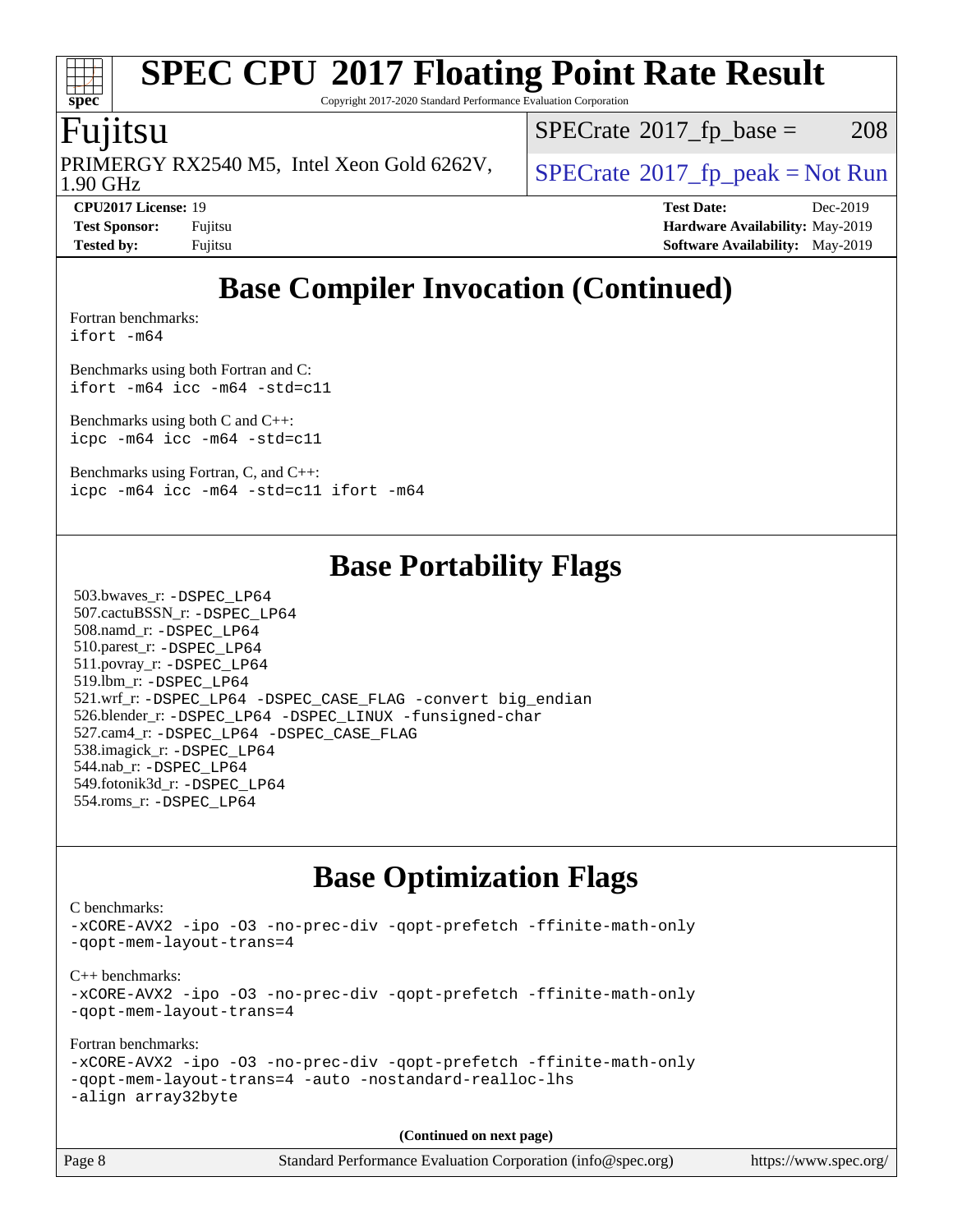# SPEC CPU 2017 Floating Point Rate Result

Copyright 2017-2020 Standard Performance Evaluation Corporation

**Fujitsu**

PRIMERGY RX2540 M5, Intel Xeon Gold 6262V, 1.90 GHz

SPECrate 2017_fp_base = 208

SPECrate 2017_fp_peak = Not Run

**CPU2017 License:** 19
**Test Sponsor:** Fujitsu
**Tested by:** Fujitsu

**Test Date:** Dec-2019
**Hardware Availability:** May-2019
**Software Availability:** May-2019

## Base Compiler Invocation (Continued)

Fortran benchmarks:
```
ifort -m64
```

Benchmarks using both Fortran and C:
```
ifort -m64 icc -m64 -std=c11
```

Benchmarks using both C and C++:
```
icpc -m64 icc -m64 -std=c11
```

Benchmarks using Fortran, C, and C++:
```
icpc -m64 icc -m64 -std=c11 ifort -m64
```

## Base Portability Flags

503.bwaves_r: -DSPEC_LP64
507.cactuBSSN_r: -DSPEC_LP64
508.namd_r: -DSPEC_LP64
510.parest_r: -DSPEC_LP64
511.povray_r: -DSPEC_LP64
519.lbm_r: -DSPEC_LP64
521.wrf_r: -DSPEC_LP64 -DSPEC_CASE_FLAG -convert big_endian
526.blender_r: -DSPEC_LP64 -DSPEC_LINUX -funsigned-char
527.cam4_r: -DSPEC_LP64 -DSPEC_CASE_FLAG
538.imagick_r: -DSPEC_LP64
544.nab_r: -DSPEC_LP64
549.fotonik3d_r: -DSPEC_LP64
554.roms_r: -DSPEC_LP64

## Base Optimization Flags

C benchmarks:
```
-xCORE-AVX2 -ipo -O3 -no-prec-div -qopt-prefetch -ffinite-math-only
-qopt-mem-layout-trans=4
```

C++ benchmarks:
```
-xCORE-AVX2 -ipo -O3 -no-prec-div -qopt-prefetch -ffinite-math-only
-qopt-mem-layout-trans=4
```

Fortran benchmarks:
```
-xCORE-AVX2 -ipo -O3 -no-prec-div -qopt-prefetch -ffinite-math-only
-qopt-mem-layout-trans=4 -auto -nostandard-realloc-lhs
-align array32byte
```

**(Continued on next page)**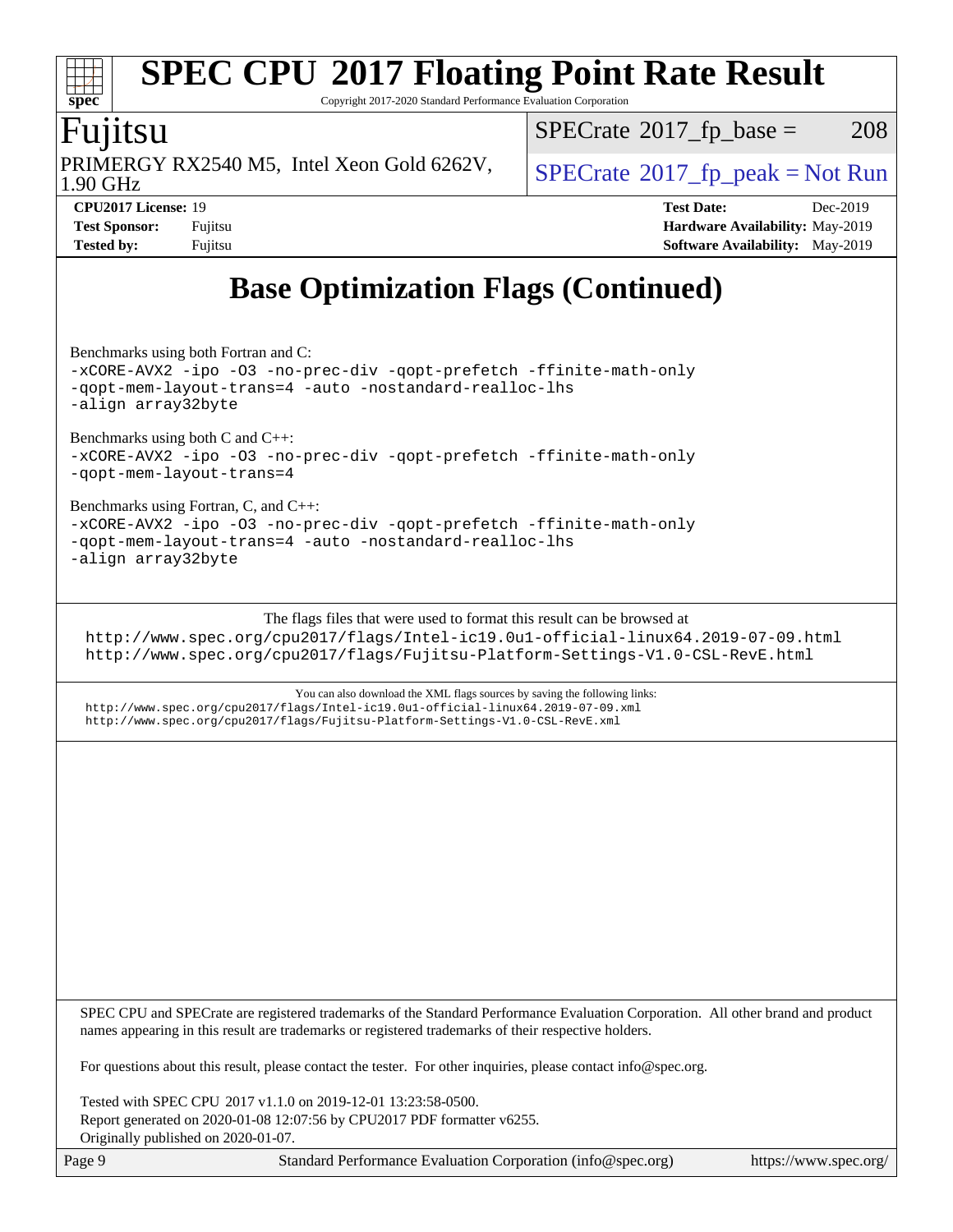# Base Optimization Flags (Continued)

Benchmarks using both Fortran and C:

```
-xCORE-AVX2 -ipo -O3 -no-prec-div -qopt-prefetch -ffinite-math-only
-qopt-mem-layout-trans=4 -auto -nostandard-realloc-lhs
-align array32byte
```

Benchmarks using both C and C++:

```
-xCORE-AVX2 -ipo -O3 -no-prec-div -qopt-prefetch -ffinite-math-only
-qopt-mem-layout-trans=4
```

Benchmarks using Fortran, C, and C++:

```
-xCORE-AVX2 -ipo -O3 -no-prec-div -qopt-prefetch -ffinite-math-only
-qopt-mem-layout-trans=4 -auto -nostandard-realloc-lhs
-align array32byte
```

The flags files that were used to format this result can be browsed at

http://www.spec.org/cpu2017/flags/Intel-ic19.0u1-official-linux64.2019-07-09.html
http://www.spec.org/cpu2017/flags/Fujitsu-Platform-Settings-V1.0-CSL-RevE.html

You can also download the XML flags sources by saving the following links:

http://www.spec.org/cpu2017/flags/Intel-ic19.0u1-official-linux64.2019-07-09.xml
http://www.spec.org/cpu2017/flags/Fujitsu-Platform-Settings-V1.0-CSL-RevE.xml

SPEC CPU and SPECrate are registered trademarks of the Standard Performance Evaluation Corporation. All other brand and product names appearing in this result are trademarks or registered trademarks of their respective holders.

For questions about this result, please contact the tester. For other inquiries, please contact info@spec.org.

Tested with SPEC CPU 2017 v1.1.0 on 2019-12-01 13:23:58-0500.
Report generated on 2020-01-08 12:07:56 by CPU2017 PDF formatter v6255.
Originally published on 2020-01-07.